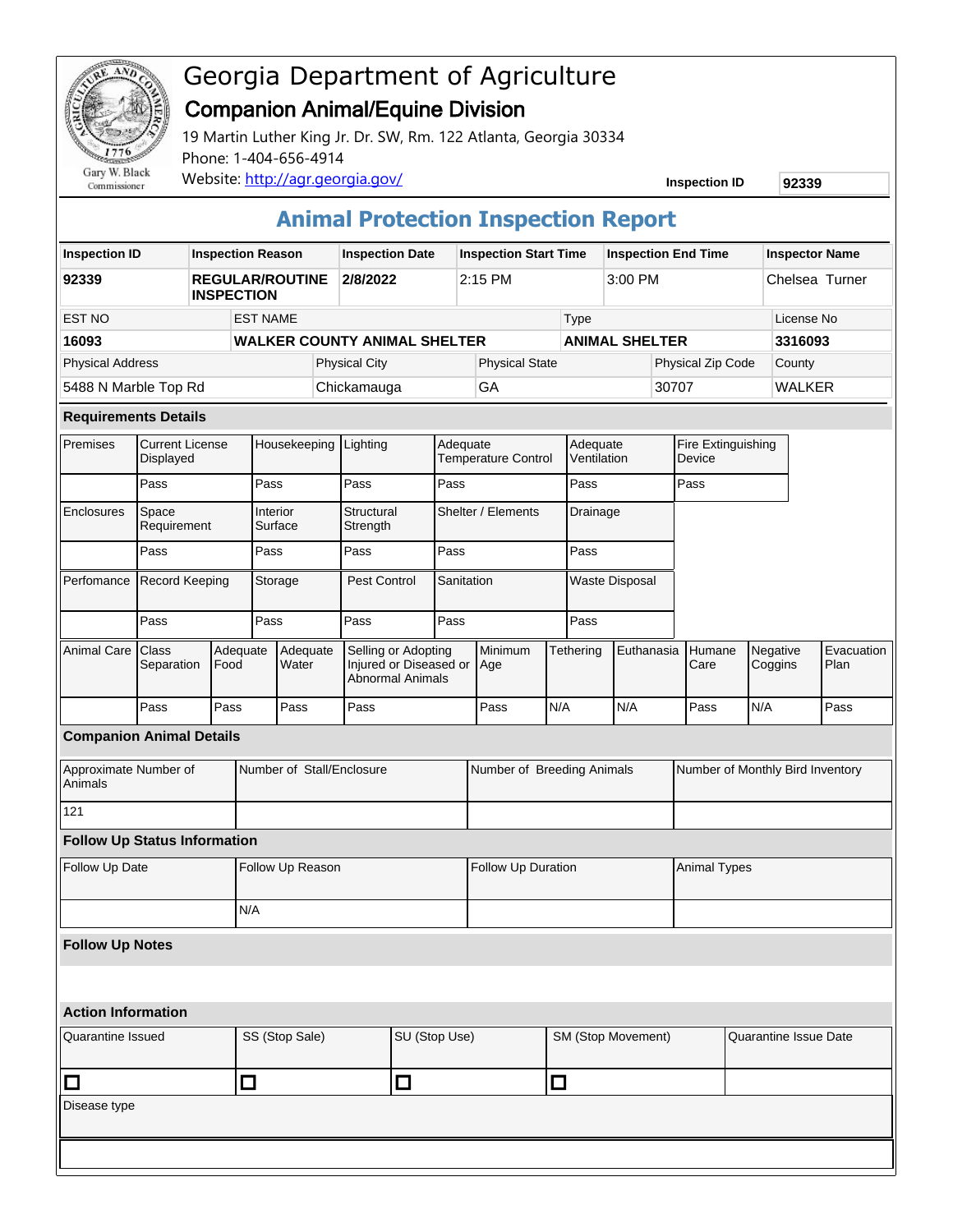# Georgia Department of Agriculture

## Companion Animal/Equine Division

19 Martin Luther King Jr. Dr. SW, Rm. 122 Atlanta, Georgia 30334
Phone: 1-404-656-4914
Website: http://agr.georgia.gov/

Gary W. Black
Commissioner

**Inspection ID** 92339

## Animal Protection Inspection Report

| Inspection ID | Inspection Reason | Inspection Date | Inspection Start Time | Inspection End Time | Inspector Name |
|---|---|---|---|---|---|
| **92339** | **REGULAR/ROUTINE INSPECTION** | **2/8/2022** | 2:15 PM | 3:00 PM | Chelsea Turner |

| EST NO | EST NAME | Type | License No |
|---|---|---|---|
| **16093** | **WALKER COUNTY ANIMAL SHELTER** | **ANIMAL SHELTER** | **3316093** |

| Physical Address | Physical City | Physical State | Physical Zip Code | County |
|---|---|---|---|---|
| 5488 N Marble Top Rd | Chickamauga | GA | 30707 | WALKER |

### Requirements Details

| Premises | Current License Displayed | Housekeeping | Lighting | Adequate Temperature Control | Adequate Ventilation | Fire Extinguishing Device |
|---|---|---|---|---|---|---|
| | Pass | Pass | Pass | Pass | Pass | Pass |

| Enclosures | Space Requirement | Interior Surface | Structural Strength | Shelter / Elements | Drainage |
|---|---|---|---|---|---|
| | Pass | Pass | Pass | Pass | Pass |

| Perfomance | Record Keeping | Storage | Pest Control | Sanitation | Waste Disposal |
|---|---|---|---|---|---|
| | Pass | Pass | Pass | Pass | Pass |

| Animal Care | Class Separation | Adequate Food | Adequate Water | Selling or Adopting Injured or Diseased or Abnormal Animals | Minimum Age | Tethering | Euthanasia | Humane Care | Negative Coggins | Evacuation Plan |
|---|---|---|---|---|---|---|---|---|---|---|
| | Pass | Pass | Pass | Pass | Pass | N/A | N/A | Pass | N/A | Pass |

### Companion Animal Details

| Approximate Number of Animals | Number of Stall/Enclosure | Number of Breeding Animals | Number of Monthly Bird Inventory |
|---|---|---|---|
| 121 | | | |

### Follow Up Status Information

| Follow Up Date | Follow Up Reason | Follow Up Duration | Animal Types |
|---|---|---|---|
| | N/A | | |

### Follow Up Notes

### Action Information

| Quarantine Issued | SS (Stop Sale) | SU (Stop Use) | SM (Stop Movement) | Quarantine Issue Date |
|---|---|---|---|---|
| ☐ | ☐ | ☐ | ☐ | |

| Disease type |
|---|
| |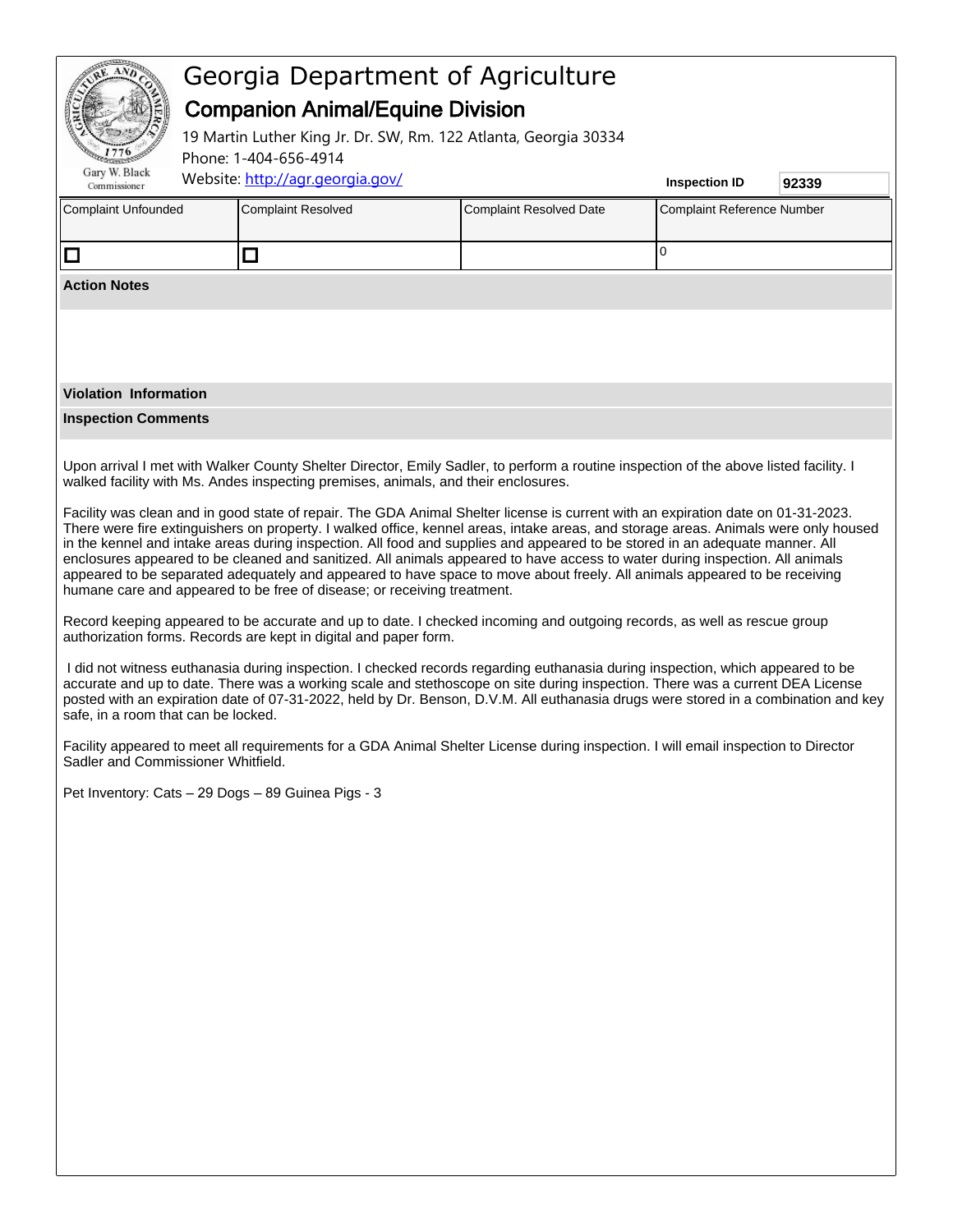# Georgia Department of Agriculture

## Companion Animal/Equine Division

19 Martin Luther King Jr. Dr. SW, Rm. 122 Atlanta, Georgia 30334
Phone: 1-404-656-4914
Website: http://agr.georgia.gov/

Gary W. Black
Commissioner

**Inspection ID** 92339

| Complaint Unfounded | Complaint Resolved | Complaint Resolved Date | Complaint Reference Number |
| --- | --- | --- | --- |
| ☐ | ☐ | | 0 |

**Action Notes**

**Violation Information**

**Inspection Comments**

Upon arrival I met with Walker County Shelter Director, Emily Sadler, to perform a routine inspection of the above listed facility. I walked facility with Ms. Andes inspecting premises, animals, and their enclosures.

Facility was clean and in good state of repair. The GDA Animal Shelter license is current with an expiration date on 01-31-2023. There were fire extinguishers on property. I walked office, kennel areas, intake areas, and storage areas. Animals were only housed in the kennel and intake areas during inspection. All food and supplies and appeared to be stored in an adequate manner. All enclosures appeared to be cleaned and sanitized. All animals appeared to have access to water during inspection. All animals appeared to be separated adequately and appeared to have space to move about freely. All animals appeared to be receiving humane care and appeared to be free of disease; or receiving treatment.

Record keeping appeared to be accurate and up to date. I checked incoming and outgoing records, as well as rescue group authorization forms. Records are kept in digital and paper form.

I did not witness euthanasia during inspection. I checked records regarding euthanasia during inspection, which appeared to be accurate and up to date. There was a working scale and stethoscope on site during inspection. There was a current DEA License posted with an expiration date of 07-31-2022, held by Dr. Benson, D.V.M. All euthanasia drugs were stored in a combination and key safe, in a room that can be locked.

Facility appeared to meet all requirements for a GDA Animal Shelter License during inspection. I will email inspection to Director Sadler and Commissioner Whitfield.

Pet Inventory: Cats – 29 Dogs – 89 Guinea Pigs - 3